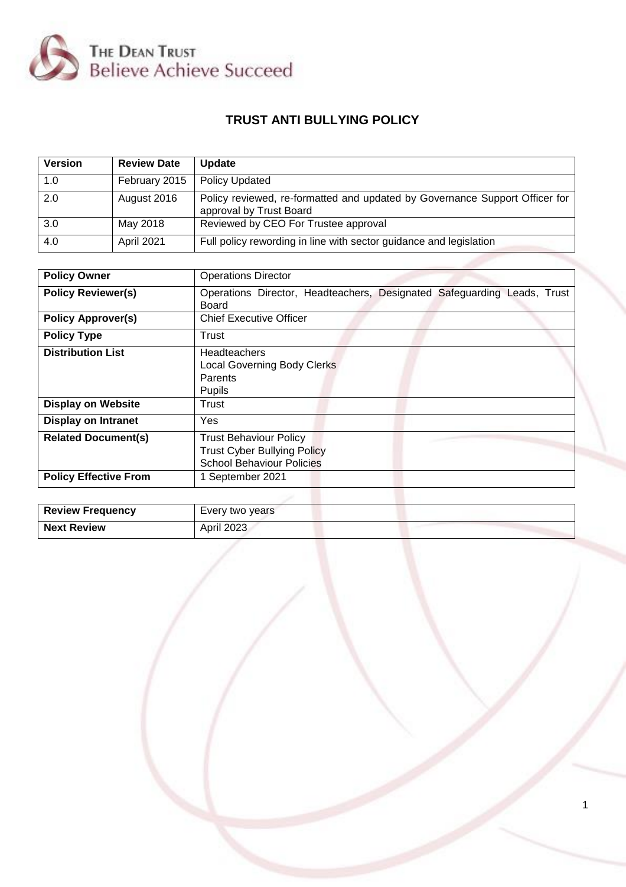The Dean Trust
Believe Achieve Succeed

# TRUST ANTI BULLYING POLICY

| Version | Review Date | Update |
|---|---|---|
| 1.0 | February 2015 | Policy Updated |
| 2.0 | August 2016 | Policy reviewed, re-formatted and updated by Governance Support Officer for approval by Trust Board |
| 3.0 | May 2018 | Reviewed by CEO For Trustee approval |
| 4.0 | April 2021 | Full policy rewording in line with sector guidance and legislation |

| | |
|---|---|
| **Policy Owner** | Operations Director |
| **Policy Reviewer(s)** | Operations Director, Headteachers, Designated Safeguarding Leads, Trust Board |
| **Policy Approver(s)** | Chief Executive Officer |
| **Policy Type** | Trust |
| **Distribution List** | Headteachers<br>Local Governing Body Clerks<br>Parents<br>Pupils |
| **Display on Website** | Trust |
| **Display on Intranet** | Yes |
| **Related Document(s)** | Trust Behaviour Policy<br>Trust Cyber Bullying Policy<br>School Behaviour Policies |
| **Policy Effective From** | 1 September 2021 |

| | |
|---|---|
| **Review Frequency** | Every two years |
| **Next Review** | April 2023 |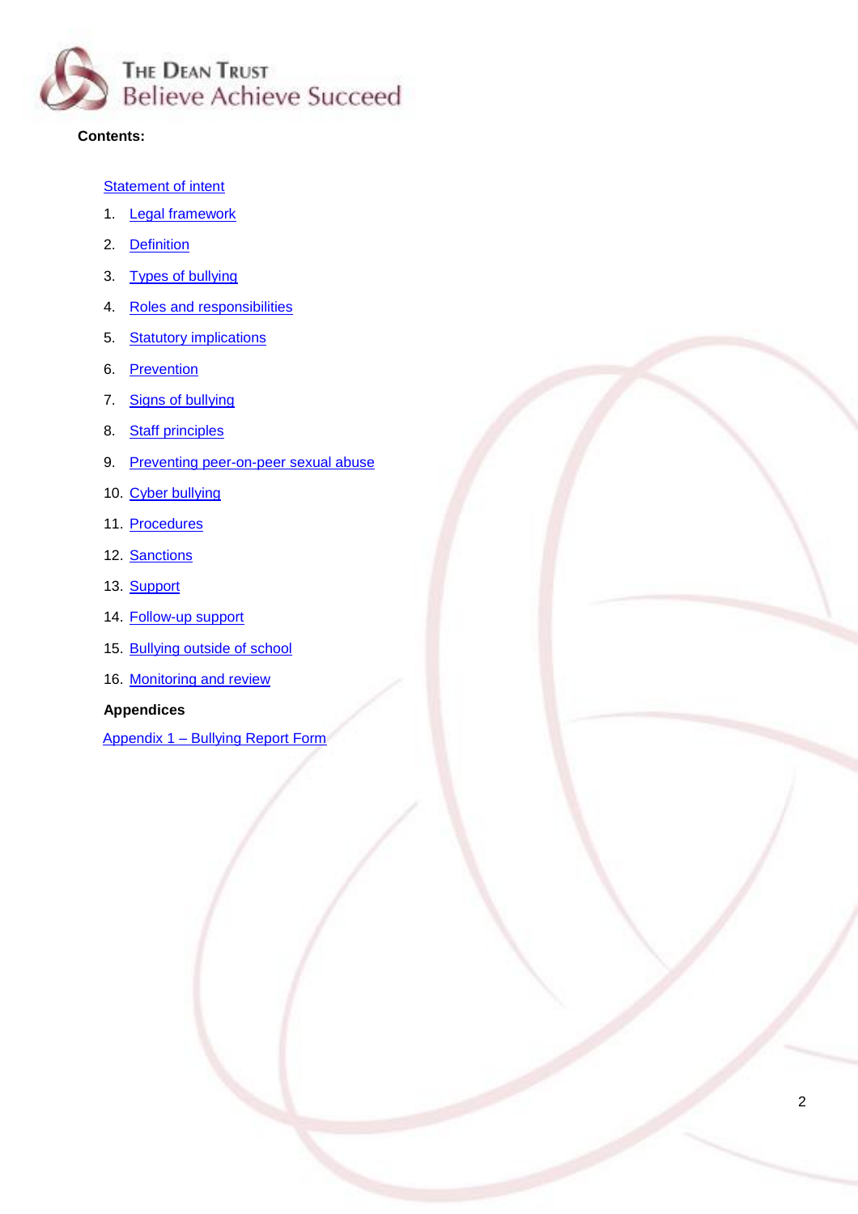The Dean Trust
Believe Achieve Succeed

**Contents:**

Statement of intent

1. Legal framework
2. Definition
3. Types of bullying
4. Roles and responsibilities
5. Statutory implications
6. Prevention
7. Signs of bullying
8. Staff principles
9. Preventing peer-on-peer sexual abuse
10. Cyber bullying
11. Procedures
12. Sanctions
13. Support
14. Follow-up support
15. Bullying outside of school
16. Monitoring and review

**Appendices**

Appendix 1 – Bullying Report Form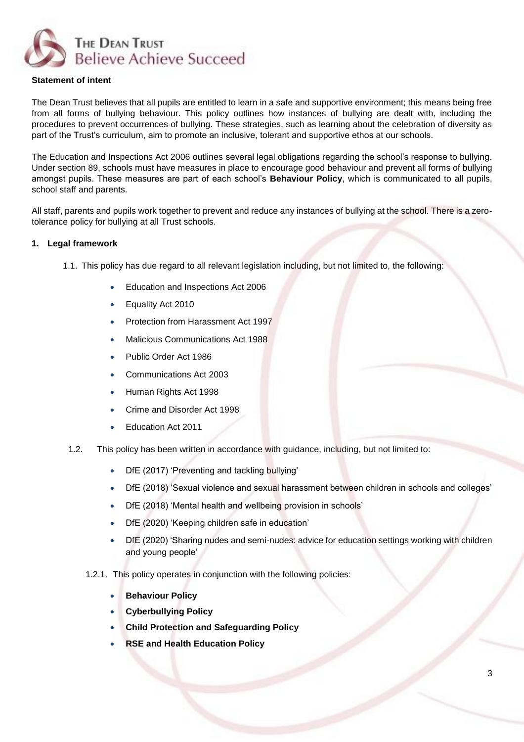**Statement of intent**

The Dean Trust believes that all pupils are entitled to learn in a safe and supportive environment; this means being free from all forms of bullying behaviour. This policy outlines how instances of bullying are dealt with, including the procedures to prevent occurrences of bullying. These strategies, such as learning about the celebration of diversity as part of the Trust's curriculum, aim to promote an inclusive, tolerant and supportive ethos at our schools.

The Education and Inspections Act 2006 outlines several legal obligations regarding the school's response to bullying. Under section 89, schools must have measures in place to encourage good behaviour and prevent all forms of bullying amongst pupils. These measures are part of each school's **Behaviour Policy**, which is communicated to all pupils, school staff and parents.

All staff, parents and pupils work together to prevent and reduce any instances of bullying at the school. There is a zero-tolerance policy for bullying at all Trust schools.

## 1. Legal framework

1.1. This policy has due regard to all relevant legislation including, but not limited to, the following:

- Education and Inspections Act 2006
- Equality Act 2010
- Protection from Harassment Act 1997
- Malicious Communications Act 1988
- Public Order Act 1986
- Communications Act 2003
- Human Rights Act 1998
- Crime and Disorder Act 1998
- Education Act 2011

1.2. This policy has been written in accordance with guidance, including, but not limited to:

- DfE (2017) 'Preventing and tackling bullying'
- DfE (2018) 'Sexual violence and sexual harassment between children in schools and colleges'
- DfE (2018) 'Mental health and wellbeing provision in schools'
- DfE (2020) 'Keeping children safe in education'
- DfE (2020) 'Sharing nudes and semi-nudes: advice for education settings working with children and young people'

1.2.1. This policy operates in conjunction with the following policies:

- **Behaviour Policy**
- **Cyberbullying Policy**
- **Child Protection and Safeguarding Policy**
- **RSE and Health Education Policy**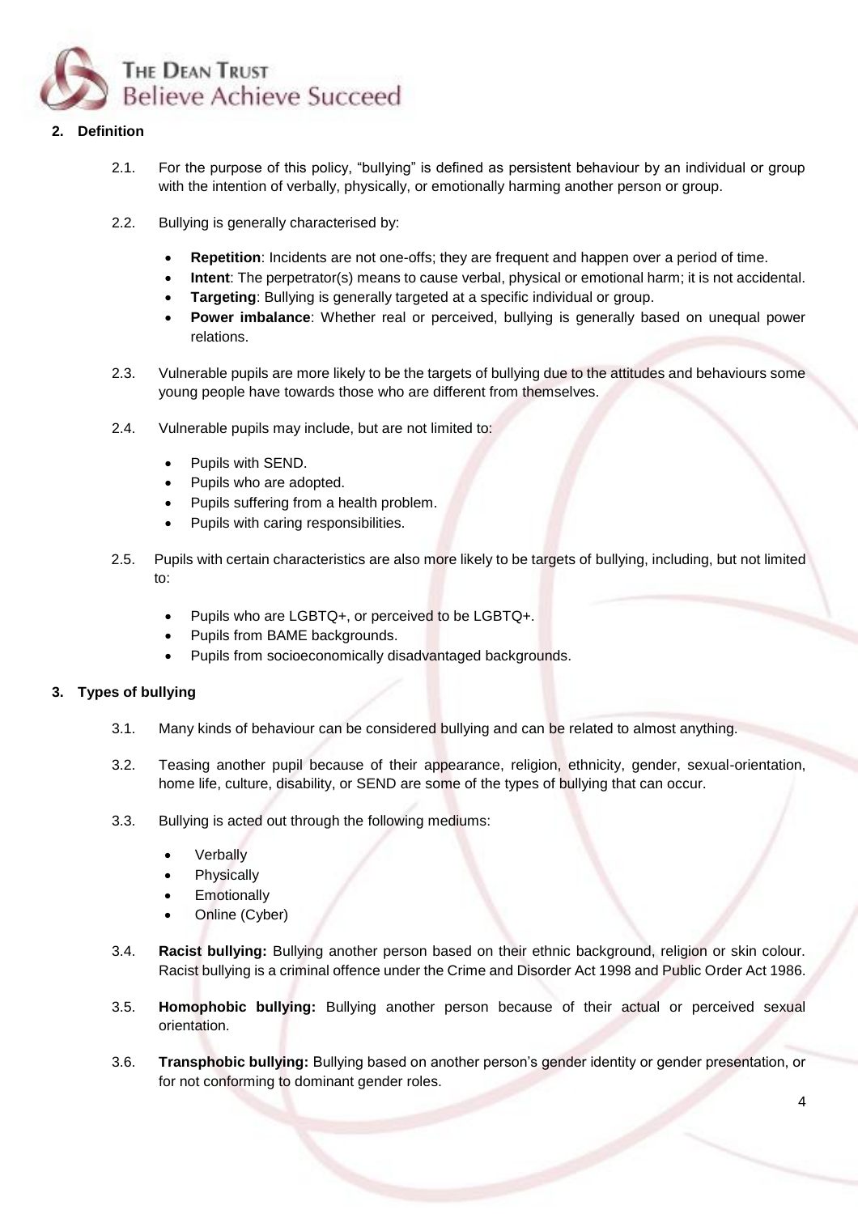## 2. Definition

2.1. For the purpose of this policy, "bullying" is defined as persistent behaviour by an individual or group with the intention of verbally, physically, or emotionally harming another person or group.

2.2. Bullying is generally characterised by:

- **Repetition**: Incidents are not one-offs; they are frequent and happen over a period of time.
- **Intent**: The perpetrator(s) means to cause verbal, physical or emotional harm; it is not accidental.
- **Targeting**: Bullying is generally targeted at a specific individual or group.
- **Power imbalance**: Whether real or perceived, bullying is generally based on unequal power relations.

2.3. Vulnerable pupils are more likely to be the targets of bullying due to the attitudes and behaviours some young people have towards those who are different from themselves.

2.4. Vulnerable pupils may include, but are not limited to:

- Pupils with SEND.
- Pupils who are adopted.
- Pupils suffering from a health problem.
- Pupils with caring responsibilities.

2.5. Pupils with certain characteristics are also more likely to be targets of bullying, including, but not limited to:

- Pupils who are LGBTQ+, or perceived to be LGBTQ+.
- Pupils from BAME backgrounds.
- Pupils from socioeconomically disadvantaged backgrounds.

## 3. Types of bullying

3.1. Many kinds of behaviour can be considered bullying and can be related to almost anything.

3.2. Teasing another pupil because of their appearance, religion, ethnicity, gender, sexual-orientation, home life, culture, disability, or SEND are some of the types of bullying that can occur.

3.3. Bullying is acted out through the following mediums:

- Verbally
- Physically
- Emotionally
- Online (Cyber)

3.4. **Racist bullying:** Bullying another person based on their ethnic background, religion or skin colour. Racist bullying is a criminal offence under the Crime and Disorder Act 1998 and Public Order Act 1986.

3.5. **Homophobic bullying:** Bullying another person because of their actual or perceived sexual orientation.

3.6. **Transphobic bullying:** Bullying based on another person's gender identity or gender presentation, or for not conforming to dominant gender roles.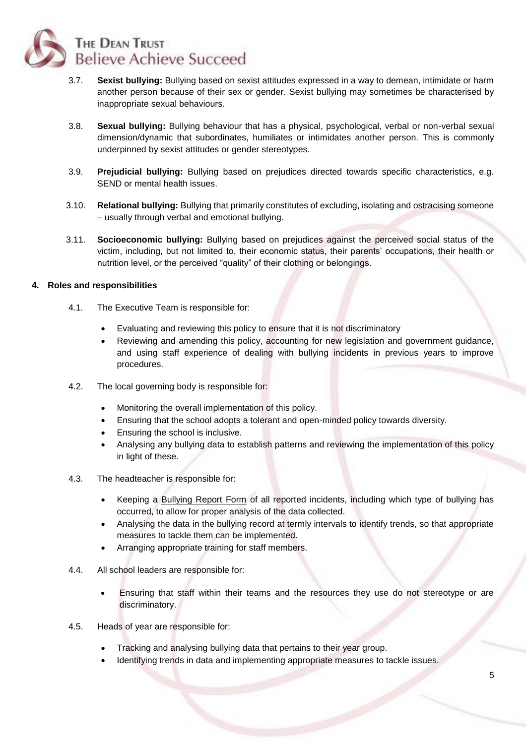3.7. **Sexist bullying:** Bullying based on sexist attitudes expressed in a way to demean, intimidate or harm another person because of their sex or gender. Sexist bullying may sometimes be characterised by inappropriate sexual behaviours.

3.8. **Sexual bullying:** Bullying behaviour that has a physical, psychological, verbal or non-verbal sexual dimension/dynamic that subordinates, humiliates or intimidates another person. This is commonly underpinned by sexist attitudes or gender stereotypes.

3.9. **Prejudicial bullying:** Bullying based on prejudices directed towards specific characteristics, e.g. SEND or mental health issues.

3.10. **Relational bullying:** Bullying that primarily constitutes of excluding, isolating and ostracising someone – usually through verbal and emotional bullying.

3.11. **Socioeconomic bullying:** Bullying based on prejudices against the perceived social status of the victim, including, but not limited to, their economic status, their parents' occupations, their health or nutrition level, or the perceived "quality" of their clothing or belongings.

## 4. Roles and responsibilities

4.1. The Executive Team is responsible for:

- Evaluating and reviewing this policy to ensure that it is not discriminatory
- Reviewing and amending this policy, accounting for new legislation and government guidance, and using staff experience of dealing with bullying incidents in previous years to improve procedures.

4.2. The local governing body is responsible for:

- Monitoring the overall implementation of this policy.
- Ensuring that the school adopts a tolerant and open-minded policy towards diversity.
- Ensuring the school is inclusive.
- Analysing any bullying data to establish patterns and reviewing the implementation of this policy in light of these.

4.3. The headteacher is responsible for:

- Keeping a Bullying Report Form of all reported incidents, including which type of bullying has occurred, to allow for proper analysis of the data collected.
- Analysing the data in the bullying record at termly intervals to identify trends, so that appropriate measures to tackle them can be implemented.
- Arranging appropriate training for staff members.

4.4. All school leaders are responsible for:

- Ensuring that staff within their teams and the resources they use do not stereotype or are discriminatory.

4.5. Heads of year are responsible for:

- Tracking and analysing bullying data that pertains to their year group.
- Identifying trends in data and implementing appropriate measures to tackle issues.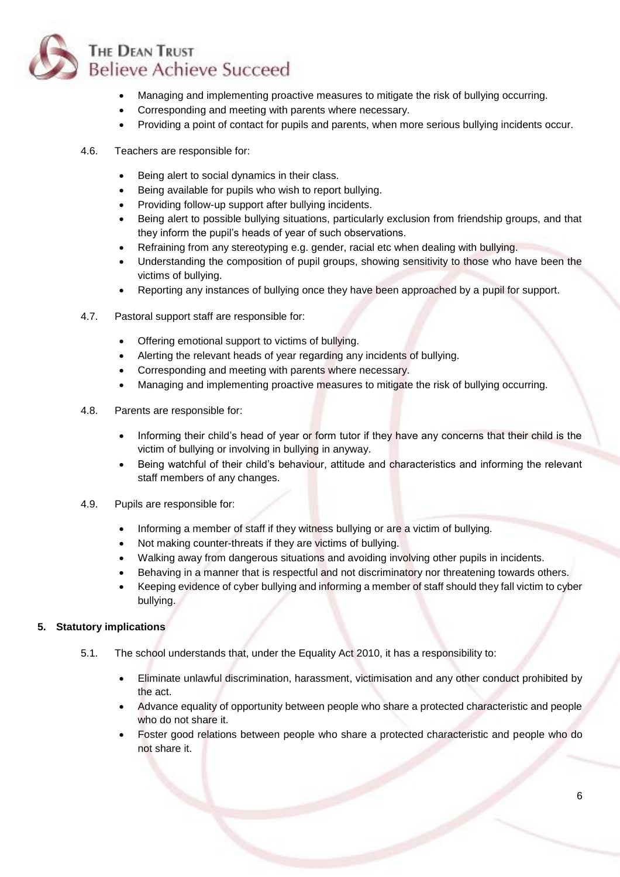- Managing and implementing proactive measures to mitigate the risk of bullying occurring.
- Corresponding and meeting with parents where necessary.
- Providing a point of contact for pupils and parents, when more serious bullying incidents occur.

4.6. Teachers are responsible for:

- Being alert to social dynamics in their class.
- Being available for pupils who wish to report bullying.
- Providing follow-up support after bullying incidents.
- Being alert to possible bullying situations, particularly exclusion from friendship groups, and that they inform the pupil's heads of year of such observations.
- Refraining from any stereotyping e.g. gender, racial etc when dealing with bullying.
- Understanding the composition of pupil groups, showing sensitivity to those who have been the victims of bullying.
- Reporting any instances of bullying once they have been approached by a pupil for support.

4.7. Pastoral support staff are responsible for:

- Offering emotional support to victims of bullying.
- Alerting the relevant heads of year regarding any incidents of bullying.
- Corresponding and meeting with parents where necessary.
- Managing and implementing proactive measures to mitigate the risk of bullying occurring.

4.8. Parents are responsible for:

- Informing their child's head of year or form tutor if they have any concerns that their child is the victim of bullying or involving in bullying in anyway.
- Being watchful of their child's behaviour, attitude and characteristics and informing the relevant staff members of any changes.

4.9. Pupils are responsible for:

- Informing a member of staff if they witness bullying or are a victim of bullying.
- Not making counter-threats if they are victims of bullying.
- Walking away from dangerous situations and avoiding involving other pupils in incidents.
- Behaving in a manner that is respectful and not discriminatory nor threatening towards others.
- Keeping evidence of cyber bullying and informing a member of staff should they fall victim to cyber bullying.

## 5. Statutory implications

5.1. The school understands that, under the Equality Act 2010, it has a responsibility to:

- Eliminate unlawful discrimination, harassment, victimisation and any other conduct prohibited by the act.
- Advance equality of opportunity between people who share a protected characteristic and people who do not share it.
- Foster good relations between people who share a protected characteristic and people who do not share it.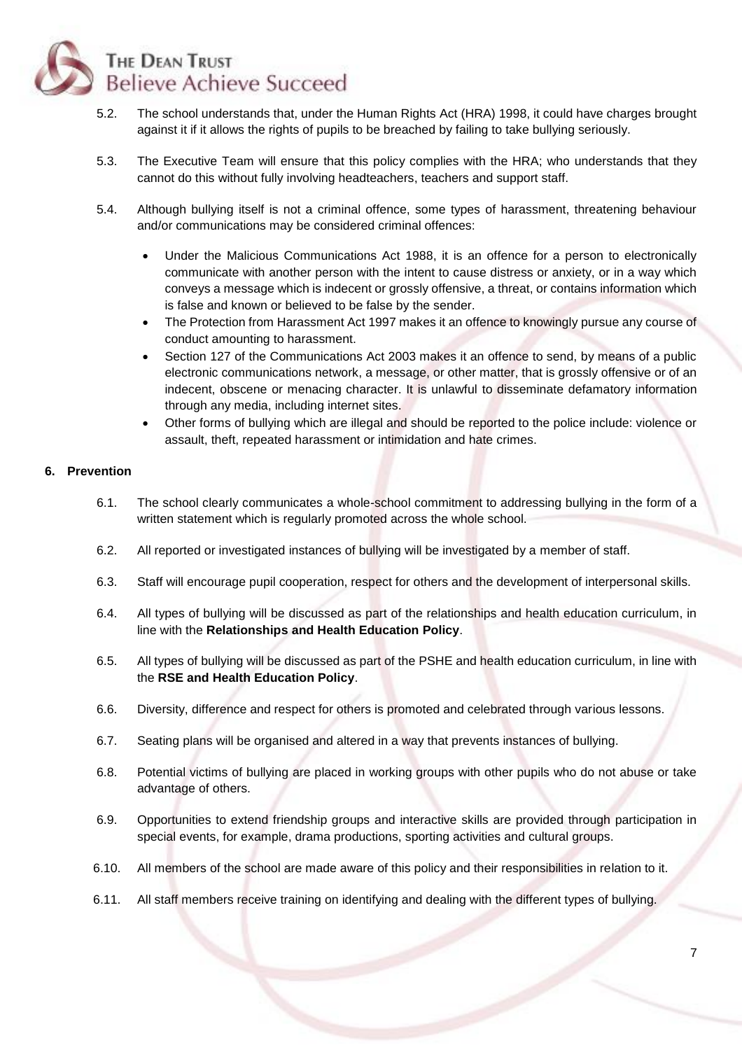5.2. The school understands that, under the Human Rights Act (HRA) 1998, it could have charges brought against it if it allows the rights of pupils to be breached by failing to take bullying seriously.

5.3. The Executive Team will ensure that this policy complies with the HRA; who understands that they cannot do this without fully involving headteachers, teachers and support staff.

5.4. Although bullying itself is not a criminal offence, some types of harassment, threatening behaviour and/or communications may be considered criminal offences:

- Under the Malicious Communications Act 1988, it is an offence for a person to electronically communicate with another person with the intent to cause distress or anxiety, or in a way which conveys a message which is indecent or grossly offensive, a threat, or contains information which is false and known or believed to be false by the sender.
- The Protection from Harassment Act 1997 makes it an offence to knowingly pursue any course of conduct amounting to harassment.
- Section 127 of the Communications Act 2003 makes it an offence to send, by means of a public electronic communications network, a message, or other matter, that is grossly offensive or of an indecent, obscene or menacing character. It is unlawful to disseminate defamatory information through any media, including internet sites.
- Other forms of bullying which are illegal and should be reported to the police include: violence or assault, theft, repeated harassment or intimidation and hate crimes.

## 6. Prevention

6.1. The school clearly communicates a whole-school commitment to addressing bullying in the form of a written statement which is regularly promoted across the whole school.

6.2. All reported or investigated instances of bullying will be investigated by a member of staff.

6.3. Staff will encourage pupil cooperation, respect for others and the development of interpersonal skills.

6.4. All types of bullying will be discussed as part of the relationships and health education curriculum, in line with the **Relationships and Health Education Policy**.

6.5. All types of bullying will be discussed as part of the PSHE and health education curriculum, in line with the **RSE and Health Education Policy**.

6.6. Diversity, difference and respect for others is promoted and celebrated through various lessons.

6.7. Seating plans will be organised and altered in a way that prevents instances of bullying.

6.8. Potential victims of bullying are placed in working groups with other pupils who do not abuse or take advantage of others.

6.9. Opportunities to extend friendship groups and interactive skills are provided through participation in special events, for example, drama productions, sporting activities and cultural groups.

6.10. All members of the school are made aware of this policy and their responsibilities in relation to it.

6.11. All staff members receive training on identifying and dealing with the different types of bullying.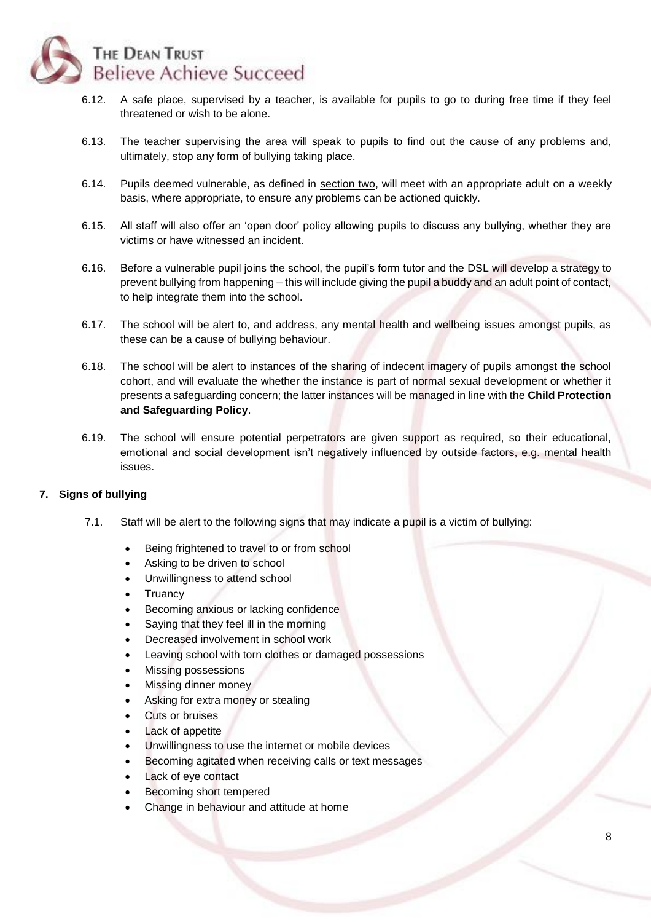6.12. A safe place, supervised by a teacher, is available for pupils to go to during free time if they feel threatened or wish to be alone.

6.13. The teacher supervising the area will speak to pupils to find out the cause of any problems and, ultimately, stop any form of bullying taking place.

6.14. Pupils deemed vulnerable, as defined in section two, will meet with an appropriate adult on a weekly basis, where appropriate, to ensure any problems can be actioned quickly.

6.15. All staff will also offer an 'open door' policy allowing pupils to discuss any bullying, whether they are victims or have witnessed an incident.

6.16. Before a vulnerable pupil joins the school, the pupil's form tutor and the DSL will develop a strategy to prevent bullying from happening – this will include giving the pupil a buddy and an adult point of contact, to help integrate them into the school.

6.17. The school will be alert to, and address, any mental health and wellbeing issues amongst pupils, as these can be a cause of bullying behaviour.

6.18. The school will be alert to instances of the sharing of indecent imagery of pupils amongst the school cohort, and will evaluate the whether the instance is part of normal sexual development or whether it presents a safeguarding concern; the latter instances will be managed in line with the **Child Protection and Safeguarding Policy**.

6.19. The school will ensure potential perpetrators are given support as required, so their educational, emotional and social development isn't negatively influenced by outside factors, e.g. mental health issues.

## 7. Signs of bullying

7.1. Staff will be alert to the following signs that may indicate a pupil is a victim of bullying:

- Being frightened to travel to or from school
- Asking to be driven to school
- Unwillingness to attend school
- Truancy
- Becoming anxious or lacking confidence
- Saying that they feel ill in the morning
- Decreased involvement in school work
- Leaving school with torn clothes or damaged possessions
- Missing possessions
- Missing dinner money
- Asking for extra money or stealing
- Cuts or bruises
- Lack of appetite
- Unwillingness to use the internet or mobile devices
- Becoming agitated when receiving calls or text messages
- Lack of eye contact
- Becoming short tempered
- Change in behaviour and attitude at home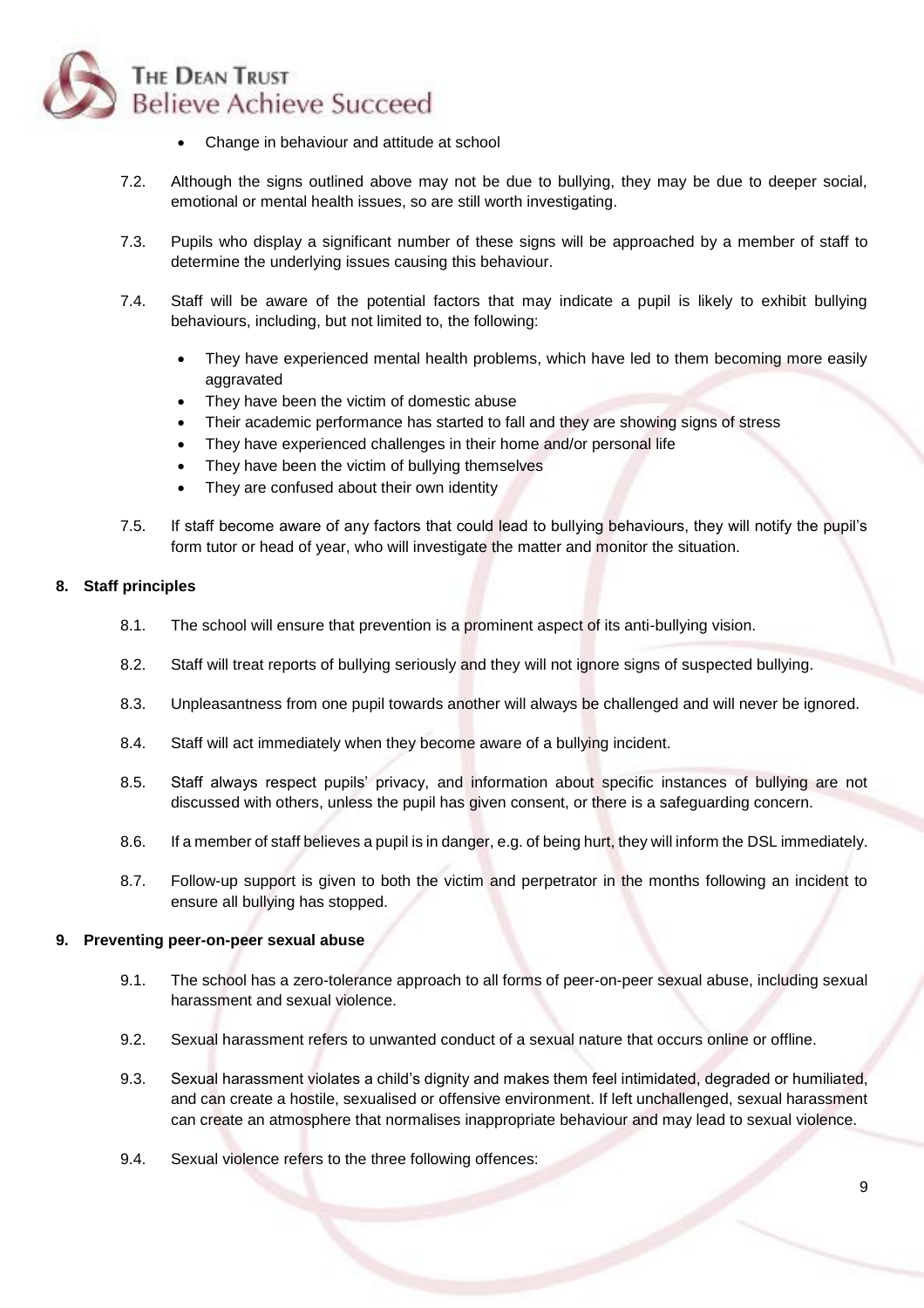- Change in behaviour and attitude at school

7.2. Although the signs outlined above may not be due to bullying, they may be due to deeper social, emotional or mental health issues, so are still worth investigating.

7.3. Pupils who display a significant number of these signs will be approached by a member of staff to determine the underlying issues causing this behaviour.

7.4. Staff will be aware of the potential factors that may indicate a pupil is likely to exhibit bullying behaviours, including, but not limited to, the following:

- They have experienced mental health problems, which have led to them becoming more easily aggravated
- They have been the victim of domestic abuse
- Their academic performance has started to fall and they are showing signs of stress
- They have experienced challenges in their home and/or personal life
- They have been the victim of bullying themselves
- They are confused about their own identity

7.5. If staff become aware of any factors that could lead to bullying behaviours, they will notify the pupil's form tutor or head of year, who will investigate the matter and monitor the situation.

## 8. Staff principles

8.1. The school will ensure that prevention is a prominent aspect of its anti-bullying vision.

8.2. Staff will treat reports of bullying seriously and they will not ignore signs of suspected bullying.

8.3. Unpleasantness from one pupil towards another will always be challenged and will never be ignored.

8.4. Staff will act immediately when they become aware of a bullying incident.

8.5. Staff always respect pupils' privacy, and information about specific instances of bullying are not discussed with others, unless the pupil has given consent, or there is a safeguarding concern.

8.6. If a member of staff believes a pupil is in danger, e.g. of being hurt, they will inform the DSL immediately.

8.7. Follow-up support is given to both the victim and perpetrator in the months following an incident to ensure all bullying has stopped.

## 9. Preventing peer-on-peer sexual abuse

9.1. The school has a zero-tolerance approach to all forms of peer-on-peer sexual abuse, including sexual harassment and sexual violence.

9.2. Sexual harassment refers to unwanted conduct of a sexual nature that occurs online or offline.

9.3. Sexual harassment violates a child's dignity and makes them feel intimidated, degraded or humiliated, and can create a hostile, sexualised or offensive environment. If left unchallenged, sexual harassment can create an atmosphere that normalises inappropriate behaviour and may lead to sexual violence.

9.4. Sexual violence refers to the three following offences: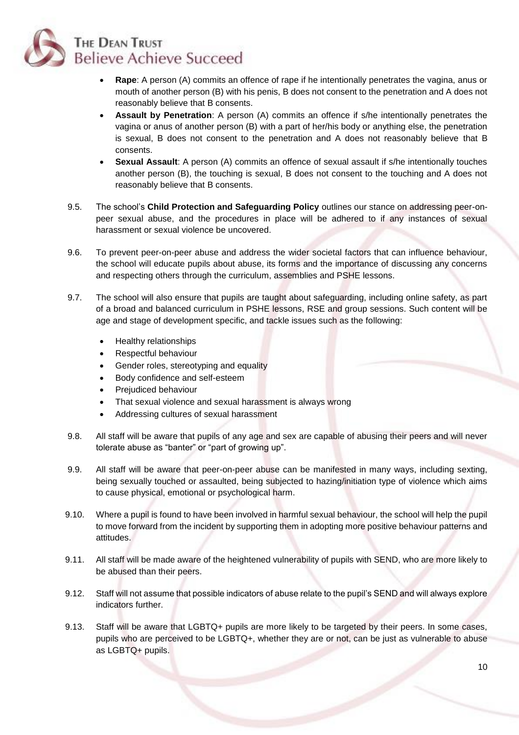- **Rape**: A person (A) commits an offence of rape if he intentionally penetrates the vagina, anus or mouth of another person (B) with his penis, B does not consent to the penetration and A does not reasonably believe that B consents.
- **Assault by Penetration**: A person (A) commits an offence if s/he intentionally penetrates the vagina or anus of another person (B) with a part of her/his body or anything else, the penetration is sexual, B does not consent to the penetration and A does not reasonably believe that B consents.
- **Sexual Assault**: A person (A) commits an offence of sexual assault if s/he intentionally touches another person (B), the touching is sexual, B does not consent to the touching and A does not reasonably believe that B consents.

9.5. The school's **Child Protection and Safeguarding Policy** outlines our stance on addressing peer-on-peer sexual abuse, and the procedures in place will be adhered to if any instances of sexual harassment or sexual violence be uncovered.

9.6. To prevent peer-on-peer abuse and address the wider societal factors that can influence behaviour, the school will educate pupils about abuse, its forms and the importance of discussing any concerns and respecting others through the curriculum, assemblies and PSHE lessons.

9.7. The school will also ensure that pupils are taught about safeguarding, including online safety, as part of a broad and balanced curriculum in PSHE lessons, RSE and group sessions. Such content will be age and stage of development specific, and tackle issues such as the following:

- Healthy relationships
- Respectful behaviour
- Gender roles, stereotyping and equality
- Body confidence and self-esteem
- Prejudiced behaviour
- That sexual violence and sexual harassment is always wrong
- Addressing cultures of sexual harassment

9.8. All staff will be aware that pupils of any age and sex are capable of abusing their peers and will never tolerate abuse as "banter" or "part of growing up".

9.9. All staff will be aware that peer-on-peer abuse can be manifested in many ways, including sexting, being sexually touched or assaulted, being subjected to hazing/initiation type of violence which aims to cause physical, emotional or psychological harm.

9.10. Where a pupil is found to have been involved in harmful sexual behaviour, the school will help the pupil to move forward from the incident by supporting them in adopting more positive behaviour patterns and attitudes.

9.11. All staff will be made aware of the heightened vulnerability of pupils with SEND, who are more likely to be abused than their peers.

9.12. Staff will not assume that possible indicators of abuse relate to the pupil's SEND and will always explore indicators further.

9.13. Staff will be aware that LGBTQ+ pupils are more likely to be targeted by their peers. In some cases, pupils who are perceived to be LGBTQ+, whether they are or not, can be just as vulnerable to abuse as LGBTQ+ pupils.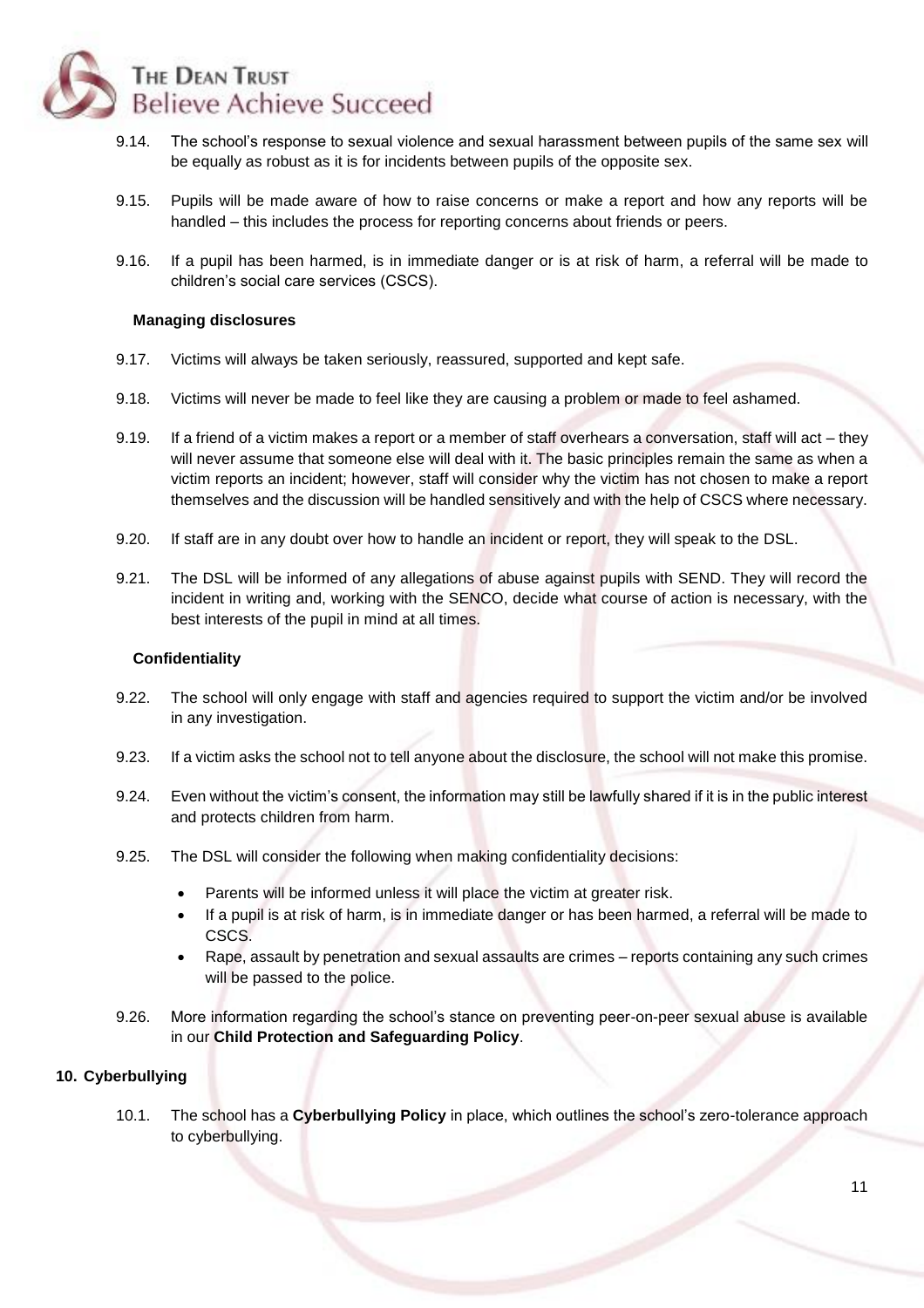9.14. The school's response to sexual violence and sexual harassment between pupils of the same sex will be equally as robust as it is for incidents between pupils of the opposite sex.

9.15. Pupils will be made aware of how to raise concerns or make a report and how any reports will be handled – this includes the process for reporting concerns about friends or peers.

9.16. If a pupil has been harmed, is in immediate danger or is at risk of harm, a referral will be made to children's social care services (CSCS).

**Managing disclosures**

9.17. Victims will always be taken seriously, reassured, supported and kept safe.

9.18. Victims will never be made to feel like they are causing a problem or made to feel ashamed.

9.19. If a friend of a victim makes a report or a member of staff overhears a conversation, staff will act – they will never assume that someone else will deal with it. The basic principles remain the same as when a victim reports an incident; however, staff will consider why the victim has not chosen to make a report themselves and the discussion will be handled sensitively and with the help of CSCS where necessary.

9.20. If staff are in any doubt over how to handle an incident or report, they will speak to the DSL.

9.21. The DSL will be informed of any allegations of abuse against pupils with SEND. They will record the incident in writing and, working with the SENCO, decide what course of action is necessary, with the best interests of the pupil in mind at all times.

**Confidentiality**

9.22. The school will only engage with staff and agencies required to support the victim and/or be involved in any investigation.

9.23. If a victim asks the school not to tell anyone about the disclosure, the school will not make this promise.

9.24. Even without the victim's consent, the information may still be lawfully shared if it is in the public interest and protects children from harm.

9.25. The DSL will consider the following when making confidentiality decisions:

- Parents will be informed unless it will place the victim at greater risk.
- If a pupil is at risk of harm, is in immediate danger or has been harmed, a referral will be made to CSCS.
- Rape, assault by penetration and sexual assaults are crimes – reports containing any such crimes will be passed to the police.

9.26. More information regarding the school's stance on preventing peer-on-peer sexual abuse is available in our **Child Protection and Safeguarding Policy**.

## 10. Cyberbullying

10.1. The school has a **Cyberbullying Policy** in place, which outlines the school's zero-tolerance approach to cyberbullying.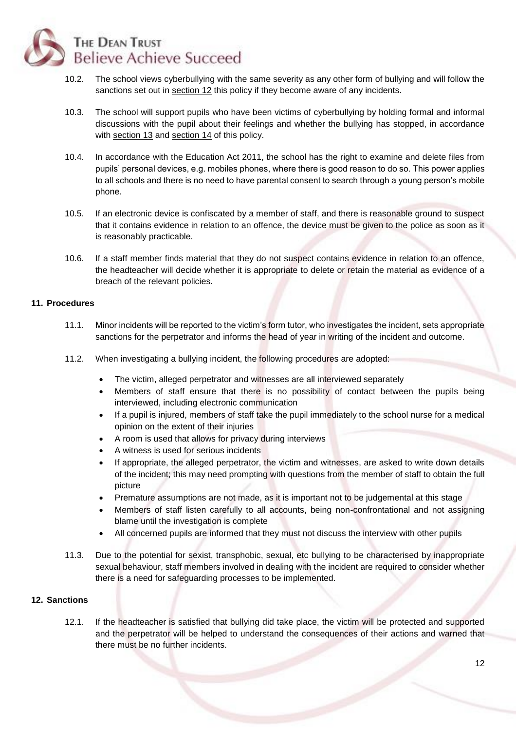10.2. The school views cyberbullying with the same severity as any other form of bullying and will follow the sanctions set out in section 12 this policy if they become aware of any incidents.

10.3. The school will support pupils who have been victims of cyberbullying by holding formal and informal discussions with the pupil about their feelings and whether the bullying has stopped, in accordance with section 13 and section 14 of this policy.

10.4. In accordance with the Education Act 2011, the school has the right to examine and delete files from pupils' personal devices, e.g. mobiles phones, where there is good reason to do so. This power applies to all schools and there is no need to have parental consent to search through a young person's mobile phone.

10.5. If an electronic device is confiscated by a member of staff, and there is reasonable ground to suspect that it contains evidence in relation to an offence, the device must be given to the police as soon as it is reasonably practicable.

10.6. If a staff member finds material that they do not suspect contains evidence in relation to an offence, the headteacher will decide whether it is appropriate to delete or retain the material as evidence of a breach of the relevant policies.

## 11. Procedures

11.1. Minor incidents will be reported to the victim's form tutor, who investigates the incident, sets appropriate sanctions for the perpetrator and informs the head of year in writing of the incident and outcome.

11.2. When investigating a bullying incident, the following procedures are adopted:

- The victim, alleged perpetrator and witnesses are all interviewed separately
- Members of staff ensure that there is no possibility of contact between the pupils being interviewed, including electronic communication
- If a pupil is injured, members of staff take the pupil immediately to the school nurse for a medical opinion on the extent of their injuries
- A room is used that allows for privacy during interviews
- A witness is used for serious incidents
- If appropriate, the alleged perpetrator, the victim and witnesses, are asked to write down details of the incident; this may need prompting with questions from the member of staff to obtain the full picture
- Premature assumptions are not made, as it is important not to be judgemental at this stage
- Members of staff listen carefully to all accounts, being non-confrontational and not assigning blame until the investigation is complete
- All concerned pupils are informed that they must not discuss the interview with other pupils

11.3. Due to the potential for sexist, transphobic, sexual, etc bullying to be characterised by inappropriate sexual behaviour, staff members involved in dealing with the incident are required to consider whether there is a need for safeguarding processes to be implemented.

## 12. Sanctions

12.1. If the headteacher is satisfied that bullying did take place, the victim will be protected and supported and the perpetrator will be helped to understand the consequences of their actions and warned that there must be no further incidents.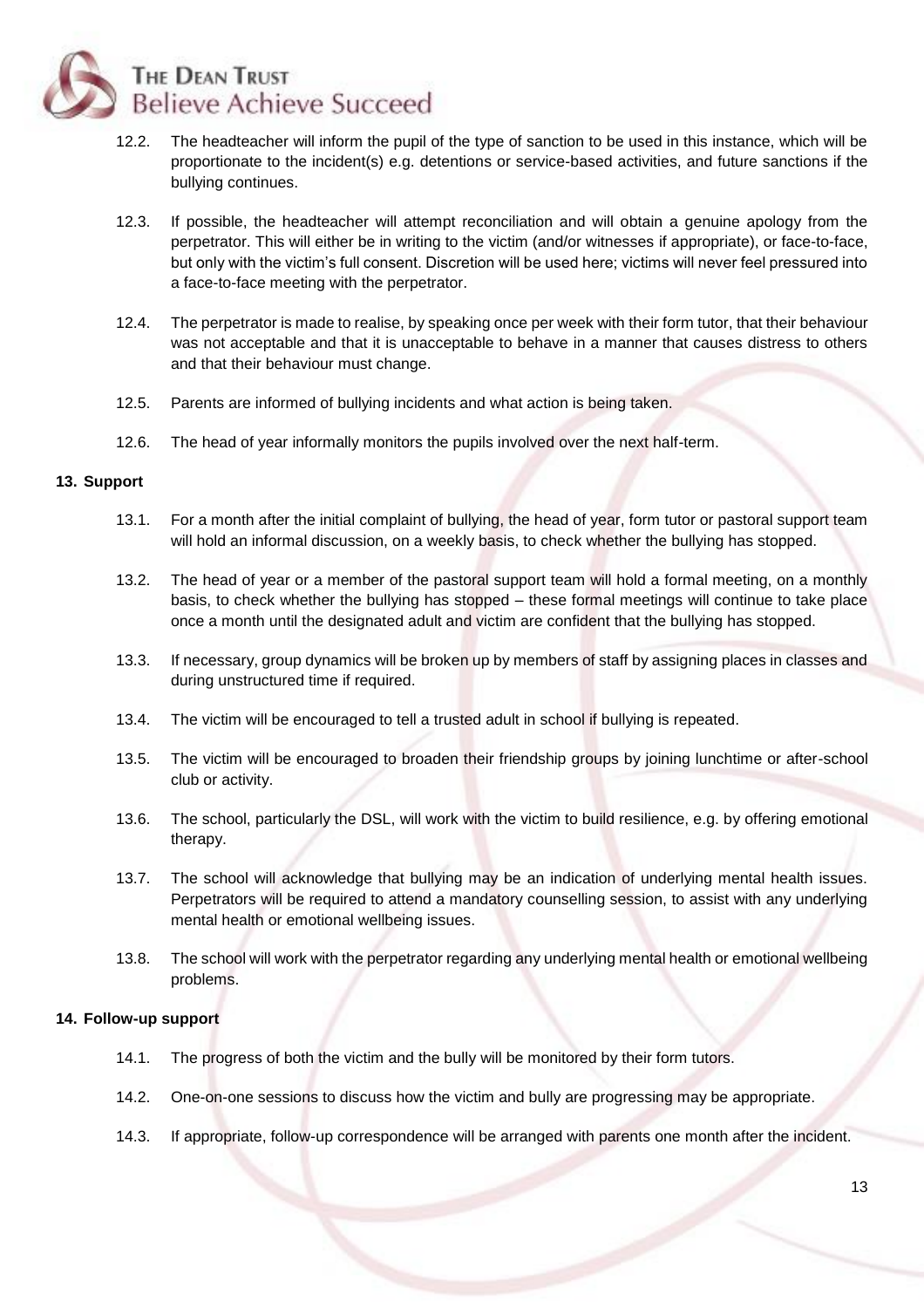12.2. The headteacher will inform the pupil of the type of sanction to be used in this instance, which will be proportionate to the incident(s) e.g. detentions or service-based activities, and future sanctions if the bullying continues.

12.3. If possible, the headteacher will attempt reconciliation and will obtain a genuine apology from the perpetrator. This will either be in writing to the victim (and/or witnesses if appropriate), or face-to-face, but only with the victim's full consent. Discretion will be used here; victims will never feel pressured into a face-to-face meeting with the perpetrator.

12.4. The perpetrator is made to realise, by speaking once per week with their form tutor, that their behaviour was not acceptable and that it is unacceptable to behave in a manner that causes distress to others and that their behaviour must change.

12.5. Parents are informed of bullying incidents and what action is being taken.

12.6. The head of year informally monitors the pupils involved over the next half-term.

**13. Support**

13.1. For a month after the initial complaint of bullying, the head of year, form tutor or pastoral support team will hold an informal discussion, on a weekly basis, to check whether the bullying has stopped.

13.2. The head of year or a member of the pastoral support team will hold a formal meeting, on a monthly basis, to check whether the bullying has stopped – these formal meetings will continue to take place once a month until the designated adult and victim are confident that the bullying has stopped.

13.3. If necessary, group dynamics will be broken up by members of staff by assigning places in classes and during unstructured time if required.

13.4. The victim will be encouraged to tell a trusted adult in school if bullying is repeated.

13.5. The victim will be encouraged to broaden their friendship groups by joining lunchtime or after-school club or activity.

13.6. The school, particularly the DSL, will work with the victim to build resilience, e.g. by offering emotional therapy.

13.7. The school will acknowledge that bullying may be an indication of underlying mental health issues. Perpetrators will be required to attend a mandatory counselling session, to assist with any underlying mental health or emotional wellbeing issues.

13.8. The school will work with the perpetrator regarding any underlying mental health or emotional wellbeing problems.

**14. Follow-up support**

14.1. The progress of both the victim and the bully will be monitored by their form tutors.

14.2. One-on-one sessions to discuss how the victim and bully are progressing may be appropriate.

14.3. If appropriate, follow-up correspondence will be arranged with parents one month after the incident.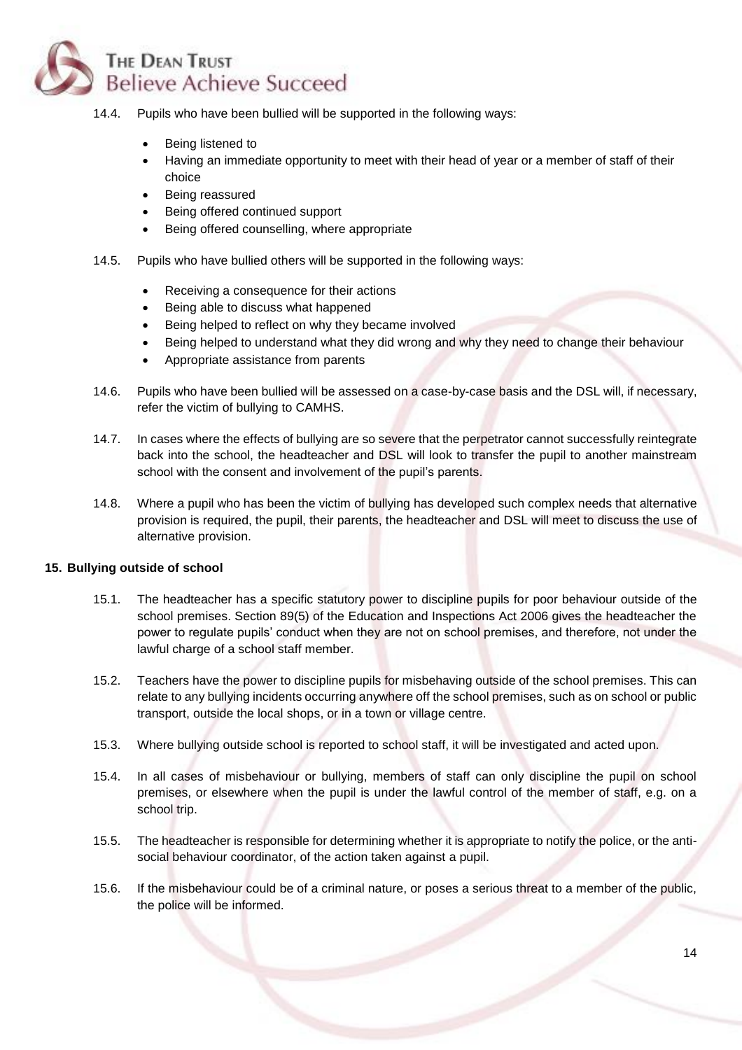14.4. Pupils who have been bullied will be supported in the following ways:

- Being listened to
- Having an immediate opportunity to meet with their head of year or a member of staff of their choice
- Being reassured
- Being offered continued support
- Being offered counselling, where appropriate

14.5. Pupils who have bullied others will be supported in the following ways:

- Receiving a consequence for their actions
- Being able to discuss what happened
- Being helped to reflect on why they became involved
- Being helped to understand what they did wrong and why they need to change their behaviour
- Appropriate assistance from parents

14.6. Pupils who have been bullied will be assessed on a case-by-case basis and the DSL will, if necessary, refer the victim of bullying to CAMHS.

14.7. In cases where the effects of bullying are so severe that the perpetrator cannot successfully reintegrate back into the school, the headteacher and DSL will look to transfer the pupil to another mainstream school with the consent and involvement of the pupil's parents.

14.8. Where a pupil who has been the victim of bullying has developed such complex needs that alternative provision is required, the pupil, their parents, the headteacher and DSL will meet to discuss the use of alternative provision.

**15. Bullying outside of school**

15.1. The headteacher has a specific statutory power to discipline pupils for poor behaviour outside of the school premises. Section 89(5) of the Education and Inspections Act 2006 gives the headteacher the power to regulate pupils' conduct when they are not on school premises, and therefore, not under the lawful charge of a school staff member.

15.2. Teachers have the power to discipline pupils for misbehaving outside of the school premises. This can relate to any bullying incidents occurring anywhere off the school premises, such as on school or public transport, outside the local shops, or in a town or village centre.

15.3. Where bullying outside school is reported to school staff, it will be investigated and acted upon.

15.4. In all cases of misbehaviour or bullying, members of staff can only discipline the pupil on school premises, or elsewhere when the pupil is under the lawful control of the member of staff, e.g. on a school trip.

15.5. The headteacher is responsible for determining whether it is appropriate to notify the police, or the anti-social behaviour coordinator, of the action taken against a pupil.

15.6. If the misbehaviour could be of a criminal nature, or poses a serious threat to a member of the public, the police will be informed.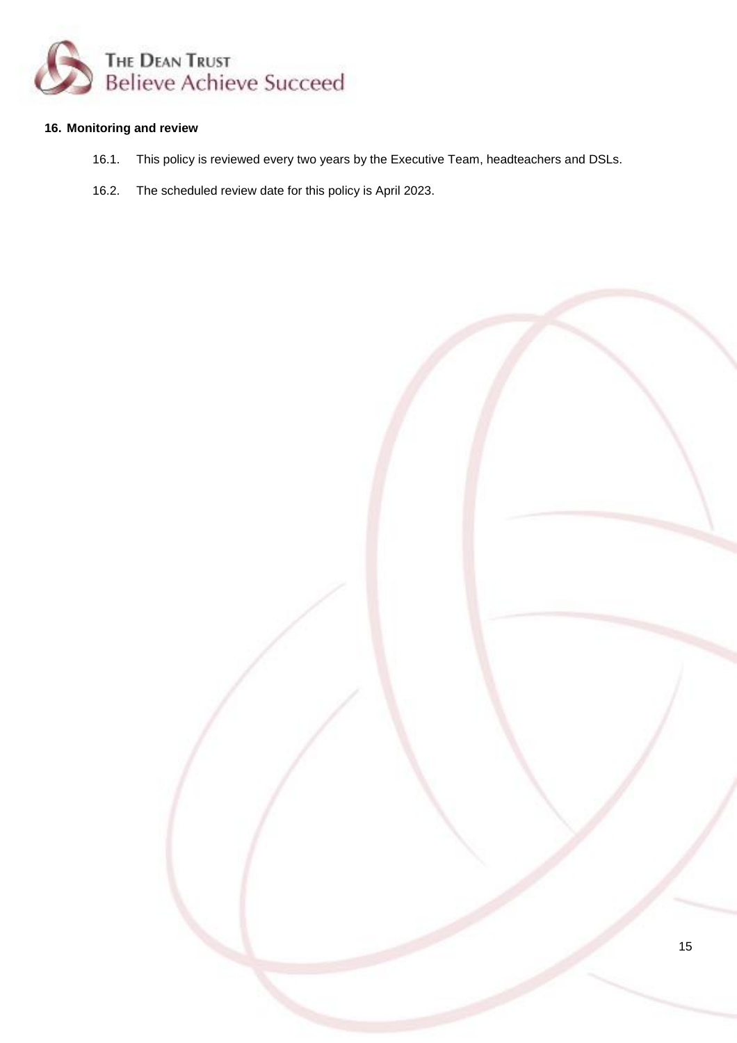## 16. Monitoring and review

16.1. This policy is reviewed every two years by the Executive Team, headteachers and DSLs.

16.2. The scheduled review date for this policy is April 2023.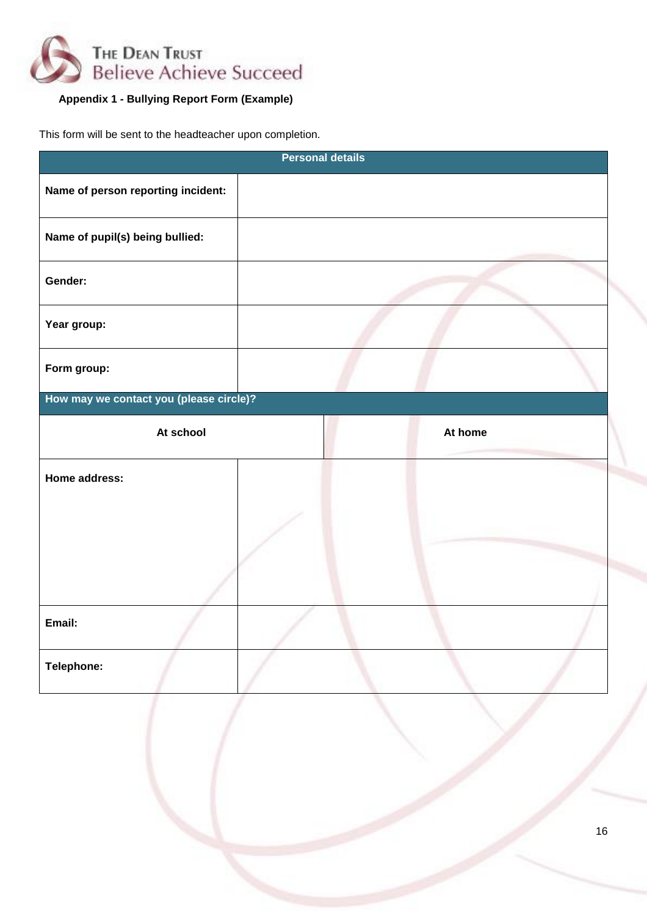**Appendix 1 - Bullying Report Form (Example)**

This form will be sent to the headteacher upon completion.

| Personal details | |
|---|---|
| **Name of person reporting incident:** | |
| **Name of pupil(s) being bullied:** | |
| **Gender:** | |
| **Year group:** | |
| **Form group:** | |
| **How may we contact you (please circle)?** | |
| **At school** | **At home** |
| **Home address:** | |
| **Email:** | |
| **Telephone:** | |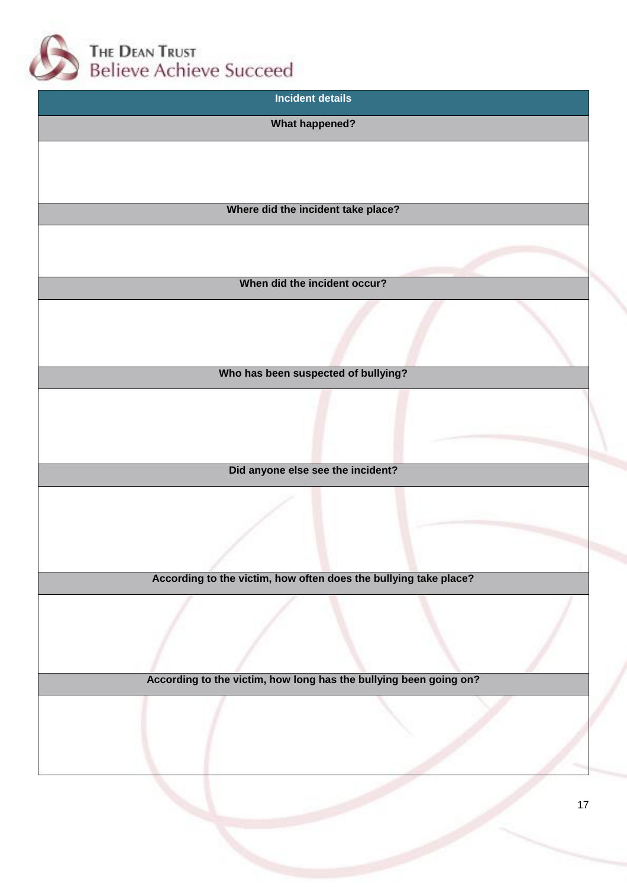| Incident details |
| --- |
| **What happened?** |
| |
| **Where did the incident take place?** |
| |
| **When did the incident occur?** |
| |
| **Who has been suspected of bullying?** |
| |
| **Did anyone else see the incident?** |
| |
| **According to the victim, how often does the bullying take place?** |
| |
| **According to the victim, how long has the bullying been going on?** |
| |